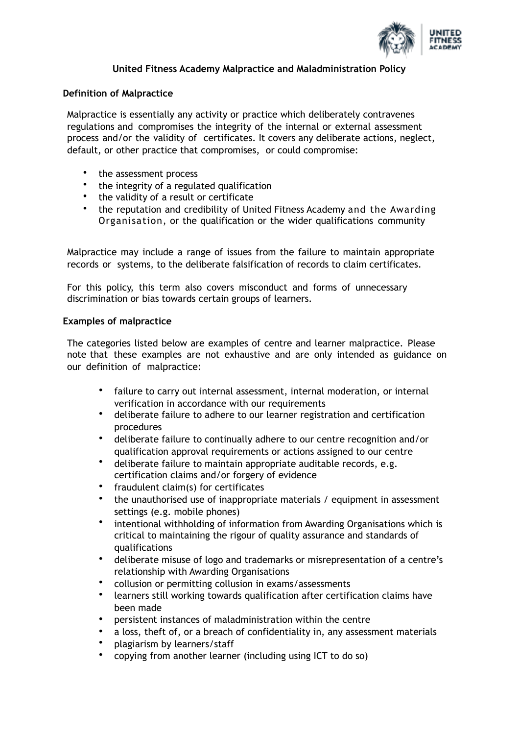# United Fitness Academy Malpractice and Maladministration Policy

## Definition of Malpractice

Malpractice is essentially any activity or practice which deliberately contravenes regulations and compromises the integrity of the internal or external assessment process and/or the validity of certificates. It covers any deliberate actions, neglect, default, or other practice that compromises, or could compromise:

- the assessment process
- the integrity of a regulated qualification
- the validity of a result or certificate
- the reputation and credibility of United Fitness Academy and the Awarding Organisation, or the qualification or the wider qualifications community

Malpractice may include a range of issues from the failure to maintain appropriate records or systems, to the deliberate falsification of records to claim certificates.

For this policy, this term also covers misconduct and forms of unnecessary discrimination or bias towards certain groups of learners.

## Examples of malpractice

The categories listed below are examples of centre and learner malpractice. Please note that these examples are not exhaustive and are only intended as guidance on our definition of malpractice:

- failure to carry out internal assessment, internal moderation, or internal verification in accordance with our requirements
- deliberate failure to adhere to our learner registration and certification procedures
- deliberate failure to continually adhere to our centre recognition and/or qualification approval requirements or actions assigned to our centre
- deliberate failure to maintain appropriate auditable records, e.g. certification claims and/or forgery of evidence
- fraudulent claim(s) for certificates
- the unauthorised use of inappropriate materials / equipment in assessment settings (e.g. mobile phones)
- intentional withholding of information from Awarding Organisations which is critical to maintaining the rigour of quality assurance and standards of qualifications
- deliberate misuse of logo and trademarks or misrepresentation of a centre's relationship with Awarding Organisations
- collusion or permitting collusion in exams/assessments
- learners still working towards qualification after certification claims have been made
- persistent instances of maladministration within the centre
- a loss, theft of, or a breach of confidentiality in, any assessment materials
- plagiarism by learners/staff
- copying from another learner (including using ICT to do so)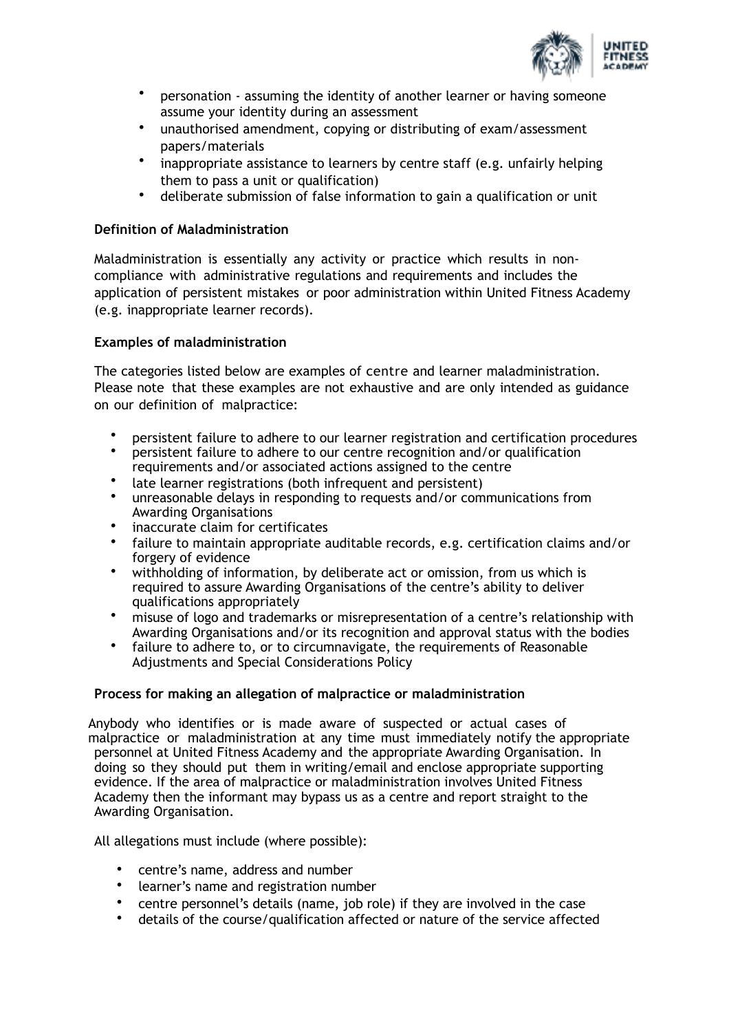- personation - assuming the identity of another learner or having someone assume your identity during an assessment
- unauthorised amendment, copying or distributing of exam/assessment papers/materials
- inappropriate assistance to learners by centre staff (e.g. unfairly helping them to pass a unit or qualification)
- deliberate submission of false information to gain a qualification or unit

**Definition of Maladministration**

Maladministration is essentially any activity or practice which results in non-compliance with administrative regulations and requirements and includes the application of persistent mistakes or poor administration within United Fitness Academy (e.g. inappropriate learner records).

**Examples of maladministration**

The categories listed below are examples of centre and learner maladministration. Please note that these examples are not exhaustive and are only intended as guidance on our definition of malpractice:

- persistent failure to adhere to our learner registration and certification procedures
- persistent failure to adhere to our centre recognition and/or qualification requirements and/or associated actions assigned to the centre
- late learner registrations (both infrequent and persistent)
- unreasonable delays in responding to requests and/or communications from Awarding Organisations
- inaccurate claim for certificates
- failure to maintain appropriate auditable records, e.g. certification claims and/or forgery of evidence
- withholding of information, by deliberate act or omission, from us which is required to assure Awarding Organisations of the centre's ability to deliver qualifications appropriately
- misuse of logo and trademarks or misrepresentation of a centre's relationship with Awarding Organisations and/or its recognition and approval status with the bodies
- failure to adhere to, or to circumnavigate, the requirements of Reasonable Adjustments and Special Considerations Policy

**Process for making an allegation of malpractice or maladministration**

Anybody who identifies or is made aware of suspected or actual cases of malpractice or maladministration at any time must immediately notify the appropriate personnel at United Fitness Academy and the appropriate Awarding Organisation. In doing so they should put them in writing/email and enclose appropriate supporting evidence. If the area of malpractice or maladministration involves United Fitness Academy then the informant may bypass us as a centre and report straight to the Awarding Organisation.

All allegations must include (where possible):

- centre's name, address and number
- learner's name and registration number
- centre personnel's details (name, job role) if they are involved in the case
- details of the course/qualification affected or nature of the service affected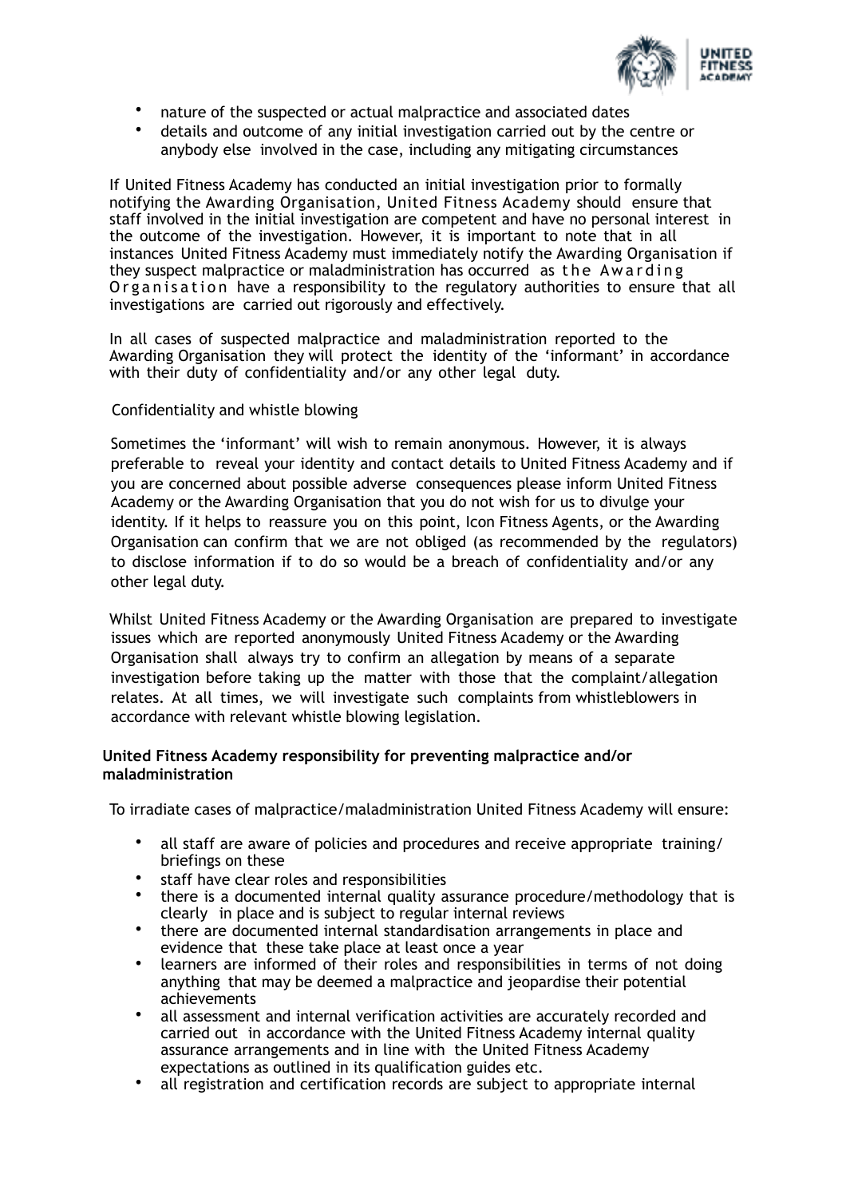- nature of the suspected or actual malpractice and associated dates
- details and outcome of any initial investigation carried out by the centre or anybody else involved in the case, including any mitigating circumstances

If United Fitness Academy has conducted an initial investigation prior to formally notifying the Awarding Organisation, United Fitness Academy should ensure that staff involved in the initial investigation are competent and have no personal interest in the outcome of the investigation. However, it is important to note that in all instances United Fitness Academy must immediately notify the Awarding Organisation if they suspect malpractice or maladministration has occurred as the Awarding Organisation have a responsibility to the regulatory authorities to ensure that all investigations are carried out rigorously and effectively.

In all cases of suspected malpractice and maladministration reported to the Awarding Organisation they will protect the identity of the 'informant' in accordance with their duty of confidentiality and/or any other legal duty.

Confidentiality and whistle blowing

Sometimes the 'informant' will wish to remain anonymous. However, it is always preferable to reveal your identity and contact details to United Fitness Academy and if you are concerned about possible adverse consequences please inform United Fitness Academy or the Awarding Organisation that you do not wish for us to divulge your identity. If it helps to reassure you on this point, Icon Fitness Agents, or the Awarding Organisation can confirm that we are not obliged (as recommended by the regulators) to disclose information if to do so would be a breach of confidentiality and/or any other legal duty.

Whilst United Fitness Academy or the Awarding Organisation are prepared to investigate issues which are reported anonymously United Fitness Academy or the Awarding Organisation shall always try to confirm an allegation by means of a separate investigation before taking up the matter with those that the complaint/allegation relates. At all times, we will investigate such complaints from whistleblowers in accordance with relevant whistle blowing legislation.

**United Fitness Academy responsibility for preventing malpractice and/or maladministration**

To irradiate cases of malpractice/maladministration United Fitness Academy will ensure:

- all staff are aware of policies and procedures and receive appropriate training/ briefings on these
- staff have clear roles and responsibilities
- there is a documented internal quality assurance procedure/methodology that is clearly in place and is subject to regular internal reviews
- there are documented internal standardisation arrangements in place and evidence that these take place at least once a year
- learners are informed of their roles and responsibilities in terms of not doing anything that may be deemed a malpractice and jeopardise their potential achievements
- all assessment and internal verification activities are accurately recorded and carried out in accordance with the United Fitness Academy internal quality assurance arrangements and in line with the United Fitness Academy expectations as outlined in its qualification guides etc.
- all registration and certification records are subject to appropriate internal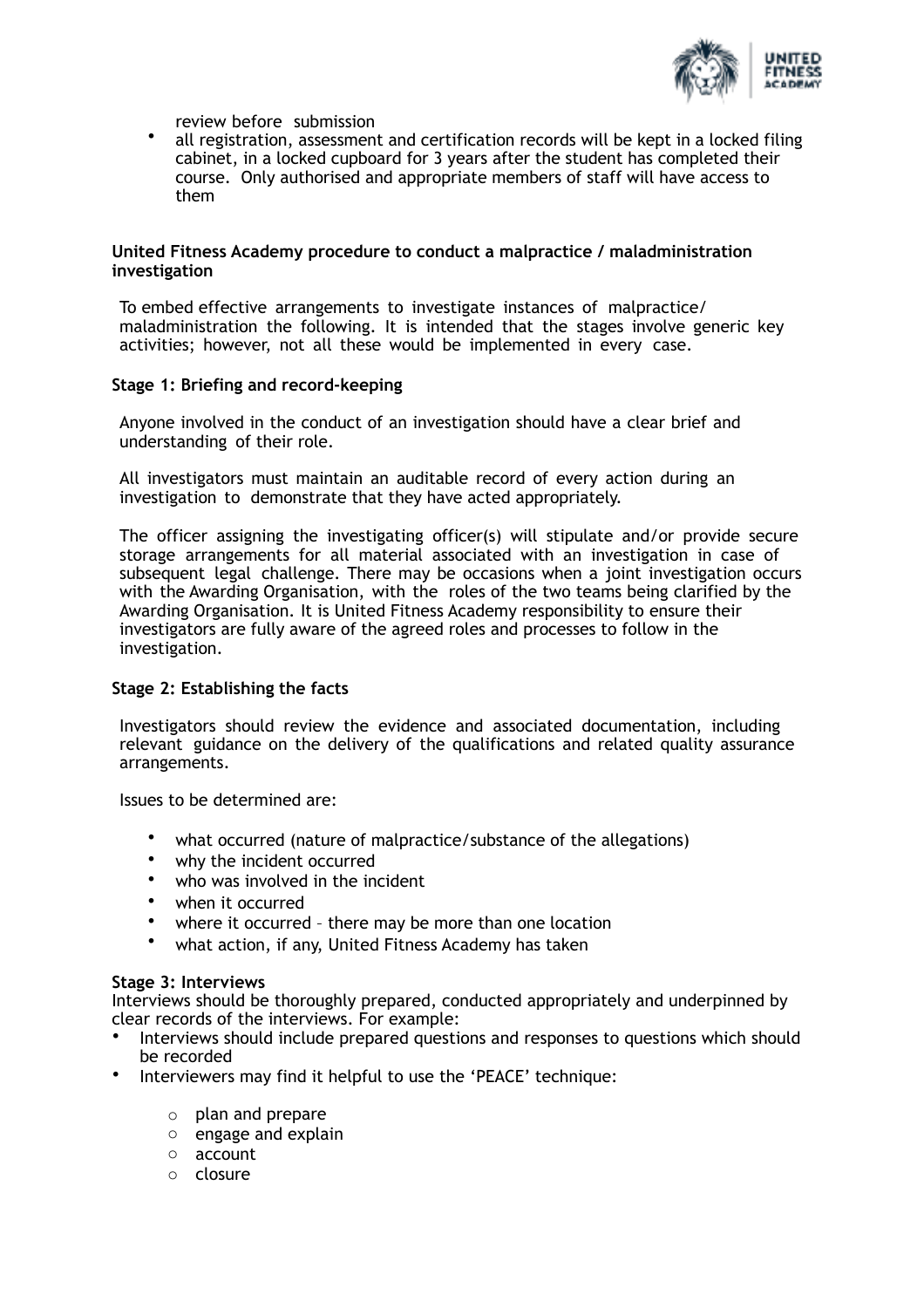review before submission

- all registration, assessment and certification records will be kept in a locked filing cabinet, in a locked cupboard for 3 years after the student has completed their course. Only authorised and appropriate members of staff will have access to them

**United Fitness Academy procedure to conduct a malpractice / maladministration investigation**

To embed effective arrangements to investigate instances of malpractice/ maladministration the following. It is intended that the stages involve generic key activities; however, not all these would be implemented in every case.

**Stage 1: Briefing and record-keeping**

Anyone involved in the conduct of an investigation should have a clear brief and understanding of their role.

All investigators must maintain an auditable record of every action during an investigation to demonstrate that they have acted appropriately.

The officer assigning the investigating officer(s) will stipulate and/or provide secure storage arrangements for all material associated with an investigation in case of subsequent legal challenge. There may be occasions when a joint investigation occurs with the Awarding Organisation, with the roles of the two teams being clarified by the Awarding Organisation. It is United Fitness Academy responsibility to ensure their investigators are fully aware of the agreed roles and processes to follow in the investigation.

**Stage 2: Establishing the facts**

Investigators should review the evidence and associated documentation, including relevant guidance on the delivery of the qualifications and related quality assurance arrangements.

Issues to be determined are:

- what occurred (nature of malpractice/substance of the allegations)
- why the incident occurred
- who was involved in the incident
- when it occurred
- where it occurred – there may be more than one location
- what action, if any, United Fitness Academy has taken

**Stage 3: Interviews**

Interviews should be thoroughly prepared, conducted appropriately and underpinned by clear records of the interviews. For example:

- Interviews should include prepared questions and responses to questions which should be recorded
- Interviewers may find it helpful to use the 'PEACE' technique:
    - plan and prepare
    - engage and explain
    - account
    - closure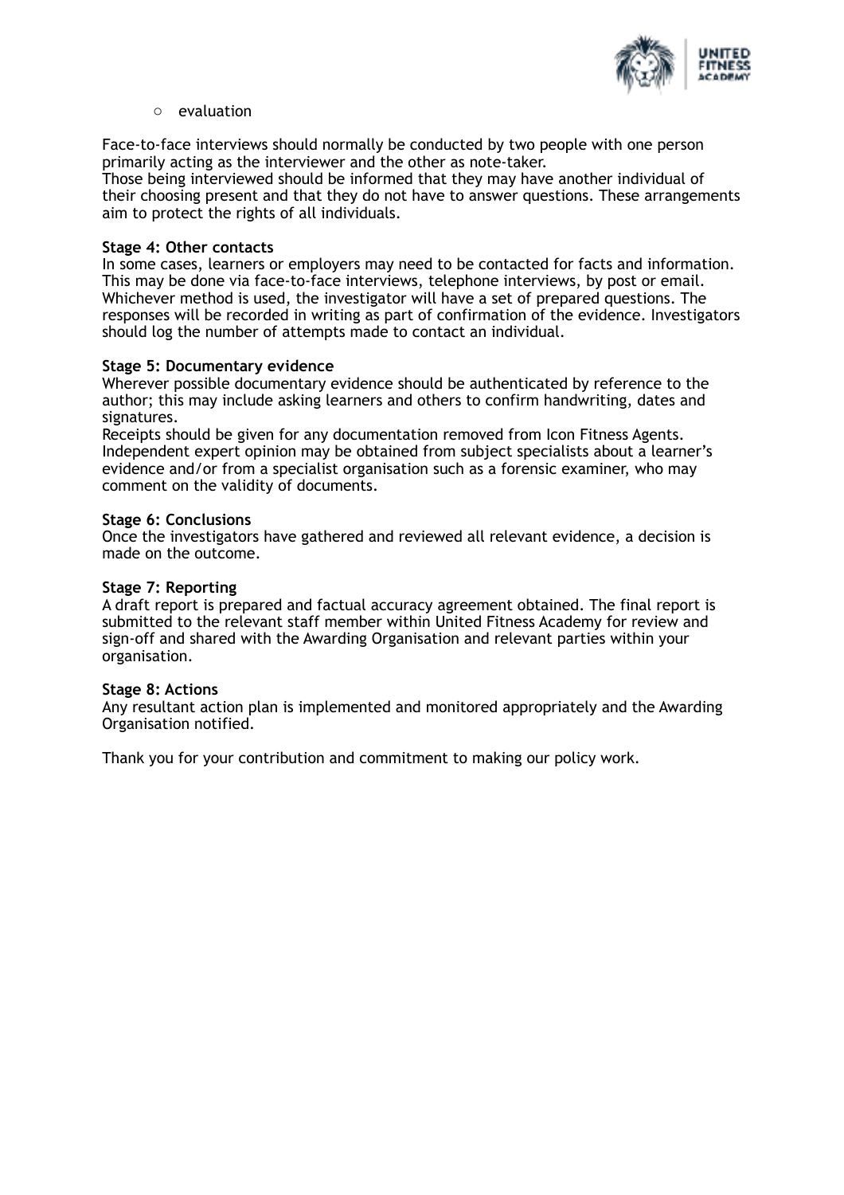- evaluation

Face-to-face interviews should normally be conducted by two people with one person primarily acting as the interviewer and the other as note-taker.
Those being interviewed should be informed that they may have another individual of their choosing present and that they do not have to answer questions. These arrangements aim to protect the rights of all individuals.

**Stage 4: Other contacts**
In some cases, learners or employers may need to be contacted for facts and information. This may be done via face-to-face interviews, telephone interviews, by post or email. Whichever method is used, the investigator will have a set of prepared questions. The responses will be recorded in writing as part of confirmation of the evidence. Investigators should log the number of attempts made to contact an individual.

**Stage 5: Documentary evidence**
Wherever possible documentary evidence should be authenticated by reference to the author; this may include asking learners and others to confirm handwriting, dates and signatures.
Receipts should be given for any documentation removed from Icon Fitness Agents. Independent expert opinion may be obtained from subject specialists about a learner's evidence and/or from a specialist organisation such as a forensic examiner, who may comment on the validity of documents.

**Stage 6: Conclusions**
Once the investigators have gathered and reviewed all relevant evidence, a decision is made on the outcome.

**Stage 7: Reporting**
A draft report is prepared and factual accuracy agreement obtained. The final report is submitted to the relevant staff member within United Fitness Academy for review and sign-off and shared with the Awarding Organisation and relevant parties within your organisation.

**Stage 8: Actions**
Any resultant action plan is implemented and monitored appropriately and the Awarding Organisation notified.

Thank you for your contribution and commitment to making our policy work.